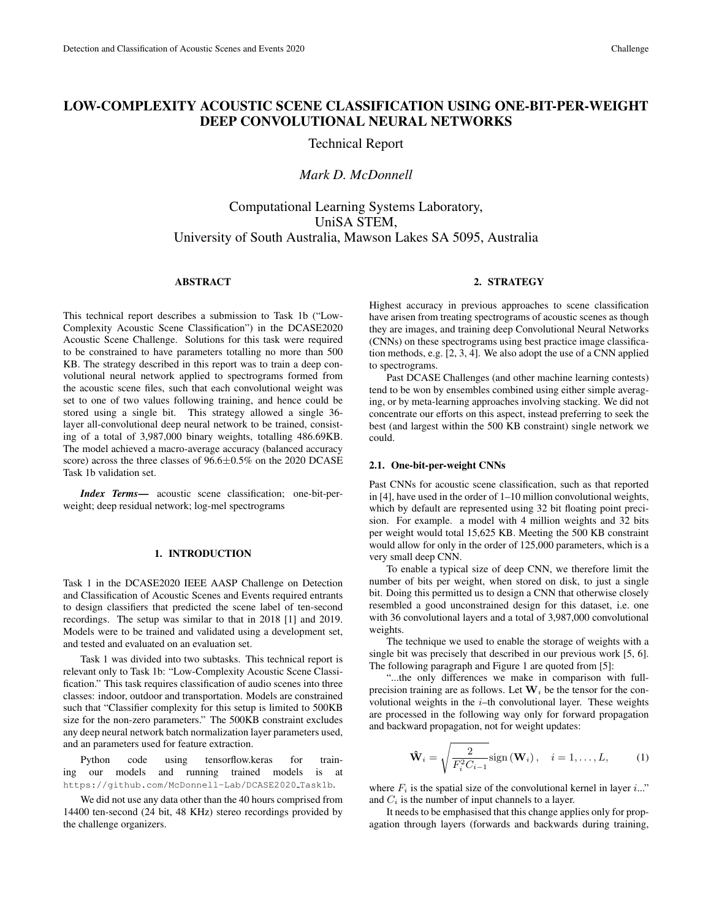# LOW-COMPLEXITY ACOUSTIC SCENE CLASSIFICATION USING ONE-BIT-PER-WEIGHT DEEP CONVOLUTIONAL NEURAL NETWORKS

Technical Report

*Mark D. McDonnell*

Computational Learning Systems Laboratory,
UniSA STEM,
University of South Australia, Mawson Lakes SA 5095, Australia

## ABSTRACT

This technical report describes a submission to Task 1b ("Low-Complexity Acoustic Scene Classification") in the DCASE2020 Acoustic Scene Challenge. Solutions for this task were required to be constrained to have parameters totalling no more than 500 KB. The strategy described in this report was to train a deep convolutional neural network applied to spectrograms formed from the acoustic scene files, such that each convolutional weight was set to one of two values following training, and hence could be stored using a single bit. This strategy allowed a single 36-layer all-convolutional deep neural network to be trained, consisting of a total of 3,987,000 binary weights, totalling 486.69KB. The model achieved a macro-average accuracy (balanced accuracy score) across the three classes of 96.6±0.5% on the 2020 DCASE Task 1b validation set.

***Index Terms*—** acoustic scene classification; one-bit-per-weight; deep residual network; log-mel spectrograms

## 1. INTRODUCTION

Task 1 in the DCASE2020 IEEE AASP Challenge on Detection and Classification of Acoustic Scenes and Events required entrants to design classifiers that predicted the scene label of ten-second recordings. The setup was similar to that in 2018 [1] and 2019. Models were to be trained and validated using a development set, and tested and evaluated on an evaluation set.

Task 1 was divided into two subtasks. This technical report is relevant only to Task 1b: "Low-Complexity Acoustic Scene Classification." This task requires classification of audio scenes into three classes: indoor, outdoor and transportation. Models are constrained such that "Classifier complexity for this setup is limited to 500KB size for the non-zero parameters." The 500KB constraint excludes any deep neural network batch normalization layer parameters used, and an parameters used for feature extraction.

Python code using tensorflow.keras for training our models and running trained models is at `https://github.com/McDonnell-Lab/DCASE2020_Task1b`.

We did not use any data other than the 40 hours comprised from 14400 ten-second (24 bit, 48 KHz) stereo recordings provided by the challenge organizers.

## 2. STRATEGY

Highest accuracy in previous approaches to scene classification have arisen from treating spectrograms of acoustic scenes as though they are images, and training deep Convolutional Neural Networks (CNNs) on these spectrograms using best practice image classification methods, e.g. [2, 3, 4]. We also adopt the use of a CNN applied to spectrograms.

Past DCASE Challenges (and other machine learning contests) tend to be won by ensembles combined using either simple averaging, or by meta-learning approaches involving stacking. We did not concentrate our efforts on this aspect, instead preferring to seek the best (and largest within the 500 KB constraint) single network we could.

### 2.1. One-bit-per-weight CNNs

Past CNNs for acoustic scene classification, such as that reported in [4], have used in the order of 1–10 million convolutional weights, which by default are represented using 32 bit floating point precision. For example. a model with 4 million weights and 32 bits per weight would total 15,625 KB. Meeting the 500 KB constraint would allow for only in the order of 125,000 parameters, which is a very small deep CNN.

To enable a typical size of deep CNN, we therefore limit the number of bits per weight, when stored on disk, to just a single bit. Doing this permitted us to design a CNN that otherwise closely resembled a good unconstrained design for this dataset, i.e. one with 36 convolutional layers and a total of 3,987,000 convolutional weights.

The technique we used to enable the storage of weights with a single bit was precisely that described in our previous work [5, 6]. The following paragraph and Figure 1 are quoted from [5]:

"...the only differences we make in comparison with full-precision training are as follows. Let $\mathbf{W}_i$ be the tensor for the convolutional weights in the $i$–th convolutional layer. These weights are processed in the following way only for forward propagation and backward propagation, not for weight updates:

$$\hat{\mathbf{W}}_i = \sqrt{\frac{2}{F_i^2 C_{i-1}}} \mathrm{sign}\left(\mathbf{W}_i\right), \quad i = 1, \ldots, L, \qquad (1)$$

where $F_i$ is the spatial size of the convolutional kernel in layer $i$..." and $C_i$ is the number of input channels to a layer.

It needs to be emphasised that this change applies only for propagation through layers (forwards and backwards during training,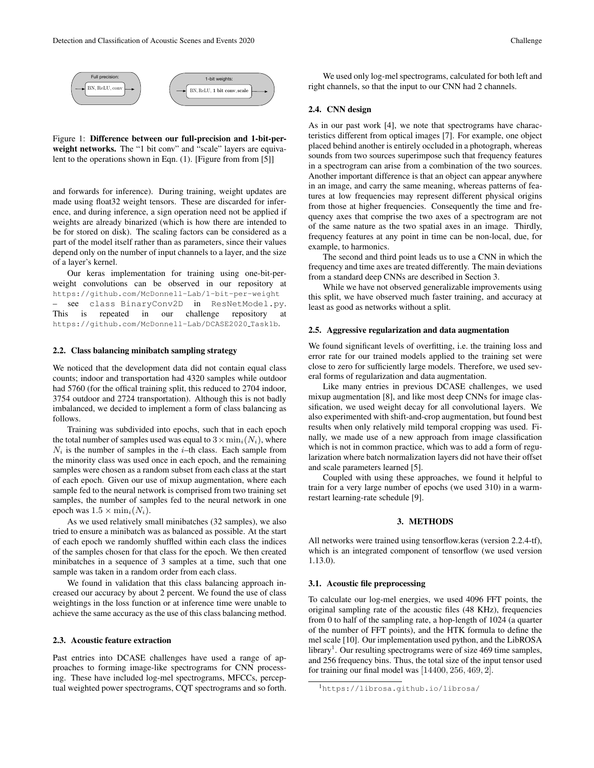Full precision:

BN, ReLU, conv

1-bit weights:

BN, ReLU, **1 bit conv**, **scale**

Figure 1: **Difference between our full-precision and 1-bit-per-weight networks.** The "1 bit conv" and "scale" layers are equivalent to the operations shown in Eqn. (1). [Figure from from [5]]

and forwards for inference). During training, weight updates are made using float32 weight tensors. These are discarded for inference, and during inference, a sign operation need not be applied if weights are already binarized (which is how there are intended to be for stored on disk). The scaling factors can be considered as a part of the model itself rather than as parameters, since their values depend only on the number of input channels to a layer, and the size of a layer's kernel.

Our keras implementation for training using one-bit-per-weight convolutions can be observed in our repository at `https://github.com/McDonnell-Lab/1-bit-per-weight` – see `class BinaryConv2D` in `ResNetModel.py`. This is repeated in our challenge repository at `https://github.com/McDonnell-Lab/DCASE2020_Task1b`.

### 2.2. Class balancing minibatch sampling strategy

We noticed that the development data did not contain equal class counts; indoor and transportation had 4320 samples while outdoor had 5760 (for the offical training split, this reduced to 2704 indoor, 3754 outdoor and 2724 transportation). Although this is not badly imbalanced, we decided to implement a form of class balancing as follows.

Training was subdivided into epochs, such that in each epoch the total number of samples used was equal to $3 \times \min_i(N_i)$, where $N_i$ is the number of samples in the $i$–th class. Each sample from the minority class was used once in each epoch, and the remaining samples were chosen as a random subset from each class at the start of each epoch. Given our use of mixup augmentation, where each sample fed to the neural network is comprised from two training set samples, the number of samples fed to the neural network in one epoch was $1.5 \times \min_i(N_i)$.

As we used relatively small minibatches (32 samples), we also tried to ensure a minibatch was as balanced as possible. At the start of each epoch we randomly shuffled within each class the indices of the samples chosen for that class for the epoch. We then created minibatches in a sequence of 3 samples at a time, such that one sample was taken in a random order from each class.

We found in validation that this class balancing approach increased our accuracy by about 2 percent. We found the use of class weightings in the loss function or at inference time were unable to achieve the same accuracy as the use of this class balancing method.

### 2.3. Acoustic feature extraction

Past entries into DCASE challenges have used a range of approaches to forming image-like spectrograms for CNN processing. These have included log-mel spectrograms, MFCCs, perceptual weighted power spectrograms, CQT spectrograms and so forth.

We used only log-mel spectrograms, calculated for both left and right channels, so that the input to our CNN had 2 channels.

### 2.4. CNN design

As in our past work [4], we note that spectrograms have characteristics different from optical images [7]. For example, one object placed behind another is entirely occluded in a photograph, whereas sounds from two sources superimpose such that frequency features in a spectrogram can arise from a combination of the two sources. Another important difference is that an object can appear anywhere in an image, and carry the same meaning, whereas patterns of features at low frequencies may represent different physical origins from those at higher frequencies. Consequently the time and frequency axes that comprise the two axes of a spectrogram are not of the same nature as the two spatial axes in an image. Thirdly, frequency features at any point in time can be non-local, due, for example, to harmonics.

The second and third point leads us to use a CNN in which the frequency and time axes are treated differently. The main deviations from a standard deep CNNs are described in Section 3.

While we have not observed generalizable improvements using this split, we have observed much faster training, and accuracy at least as good as networks without a split.

### 2.5. Aggressive regularization and data augmentation

We found significant levels of overfitting, i.e. the training loss and error rate for our trained models applied to the training set were close to zero for sufficiently large models. Therefore, we used several forms of regularization and data augmentation.

Like many entries in previous DCASE challenges, we used mixup augmentation [8], and like most deep CNNs for image classification, we used weight decay for all convolutional layers. We also experimented with shift-and-crop augmentation, but found best results when only relatively mild temporal cropping was used. Finally, we made use of a new approach from image classification which is not in common practice, which was to add a form of regularization where batch normalization layers did not have their offset and scale parameters learned [5].

Coupled with using these approaches, we found it helpful to train for a very large number of epochs (we used 310) in a warm-restart learning-rate schedule [9].

## 3. METHODS

All networks were trained using tensorflow.keras (version 2.2.4-tf), which is an integrated component of tensorflow (we used version 1.13.0).

### 3.1. Acoustic file preprocessing

To calculate our log-mel energies, we used 4096 FFT points, the original sampling rate of the acoustic files (48 KHz), frequencies from 0 to half of the sampling rate, a hop-length of 1024 (a quarter of the number of FFT points), and the HTK formula to define the mel scale [10]. Our implementation used python, and the LibROSA library[1]. Our resulting spectrograms were of size 469 time samples, and 256 frequency bins. Thus, the total size of the input tensor used for training our final model was $[14400, 256, 469, 2]$.

[1] `https://librosa.github.io/librosa/`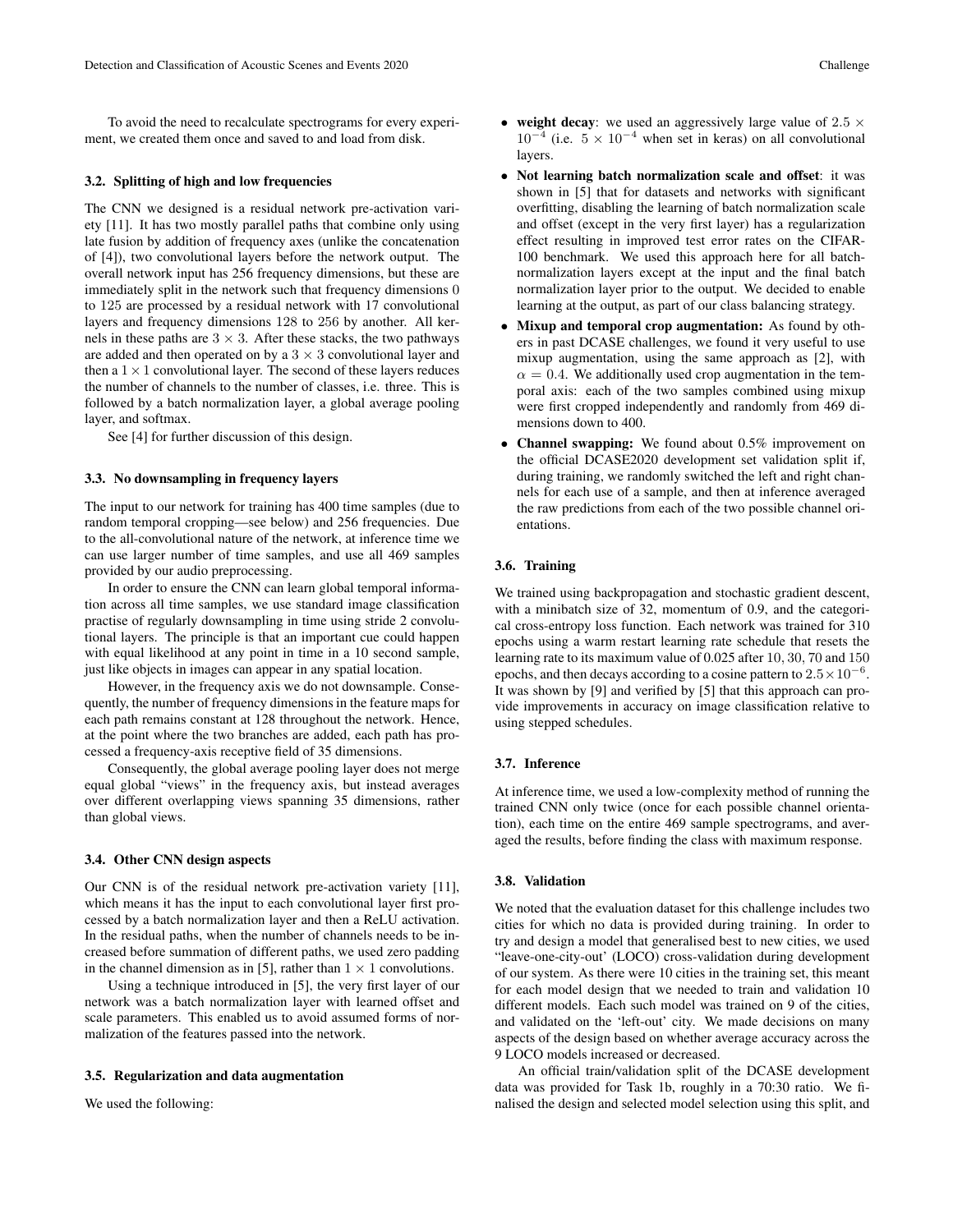To avoid the need to recalculate spectrograms for every experiment, we created them once and saved to and load from disk.

### 3.2. Splitting of high and low frequencies

The CNN we designed is a residual network pre-activation variety [11]. It has two mostly parallel paths that combine only using late fusion by addition of frequency axes (unlike the concatenation of [4]), two convolutional layers before the network output. The overall network input has 256 frequency dimensions, but these are immediately split in the network such that frequency dimensions 0 to 125 are processed by a residual network with 17 convolutional layers and frequency dimensions 128 to 256 by another. All kernels in these paths are $3 \times 3$. After these stacks, the two pathways are added and then operated on by a $3 \times 3$ convolutional layer and then a $1 \times 1$ convolutional layer. The second of these layers reduces the number of channels to the number of classes, i.e. three. This is followed by a batch normalization layer, a global average pooling layer, and softmax.

See [4] for further discussion of this design.

### 3.3. No downsampling in frequency layers

The input to our network for training has 400 time samples (due to random temporal cropping—see below) and 256 frequencies. Due to the all-convolutional nature of the network, at inference time we can use larger number of time samples, and use all 469 samples provided by our audio preprocessing.

In order to ensure the CNN can learn global temporal information across all time samples, we use standard image classification practise of regularly downsampling in time using stride 2 convolutional layers. The principle is that an important cue could happen with equal likelihood at any point in time in a 10 second sample, just like objects in images can appear in any spatial location.

However, in the frequency axis we do not downsample. Consequently, the number of frequency dimensions in the feature maps for each path remains constant at 128 throughout the network. Hence, at the point where the two branches are added, each path has processed a frequency-axis receptive field of 35 dimensions.

Consequently, the global average pooling layer does not merge equal global "views" in the frequency axis, but instead averages over different overlapping views spanning 35 dimensions, rather than global views.

### 3.4. Other CNN design aspects

Our CNN is of the residual network pre-activation variety [11], which means it has the input to each convolutional layer first processed by a batch normalization layer and then a ReLU activation. In the residual paths, when the number of channels needs to be increased before summation of different paths, we used zero padding in the channel dimension as in [5], rather than $1 \times 1$ convolutions.

Using a technique introduced in [5], the very first layer of our network was a batch normalization layer with learned offset and scale parameters. This enabled us to avoid assumed forms of normalization of the features passed into the network.

### 3.5. Regularization and data augmentation

We used the following:

- **weight decay**: we used an aggressively large value of $2.5 \times 10^{-4}$ (i.e. $5 \times 10^{-4}$ when set in keras) on all convolutional layers.
- **Not learning batch normalization scale and offset**: it was shown in [5] that for datasets and networks with significant overfitting, disabling the learning of batch normalization scale and offset (except in the very first layer) has a regularization effect resulting in improved test error rates on the CIFAR-100 benchmark. We used this approach here for all batch-normalization layers except at the input and the final batch normalization layer prior to the output. We decided to enable learning at the output, as part of our class balancing strategy.
- **Mixup and temporal crop augmentation:** As found by others in past DCASE challenges, we found it very useful to use mixup augmentation, using the same approach as [2], with $\alpha = 0.4$. We additionally used crop augmentation in the temporal axis: each of the two samples combined using mixup were first cropped independently and randomly from 469 dimensions down to 400.
- **Channel swapping:** We found about 0.5% improvement on the official DCASE2020 development set validation split if, during training, we randomly switched the left and right channels for each use of a sample, and then at inference averaged the raw predictions from each of the two possible channel orientations.

### 3.6. Training

We trained using backpropagation and stochastic gradient descent, with a minibatch size of 32, momentum of 0.9, and the categorical cross-entropy loss function. Each network was trained for 310 epochs using a warm restart learning rate schedule that resets the learning rate to its maximum value of 0.025 after 10, 30, 70 and 150 epochs, and then decays according to a cosine pattern to $2.5 \times 10^{-6}$. It was shown by [9] and verified by [5] that this approach can provide improvements in accuracy on image classification relative to using stepped schedules.

### 3.7. Inference

At inference time, we used a low-complexity method of running the trained CNN only twice (once for each possible channel orientation), each time on the entire 469 sample spectrograms, and averaged the results, before finding the class with maximum response.

### 3.8. Validation

We noted that the evaluation dataset for this challenge includes two cities for which no data is provided during training. In order to try and design a model that generalised best to new cities, we used "leave-one-city-out' (LOCO) cross-validation during development of our system. As there were 10 cities in the training set, this meant for each model design that we needed to train and validation 10 different models. Each such model was trained on 9 of the cities, and validated on the 'left-out' city. We made decisions on many aspects of the design based on whether average accuracy across the 9 LOCO models increased or decreased.

An official train/validation split of the DCASE development data was provided for Task 1b, roughly in a 70:30 ratio. We finalised the design and selected model selection using this split, and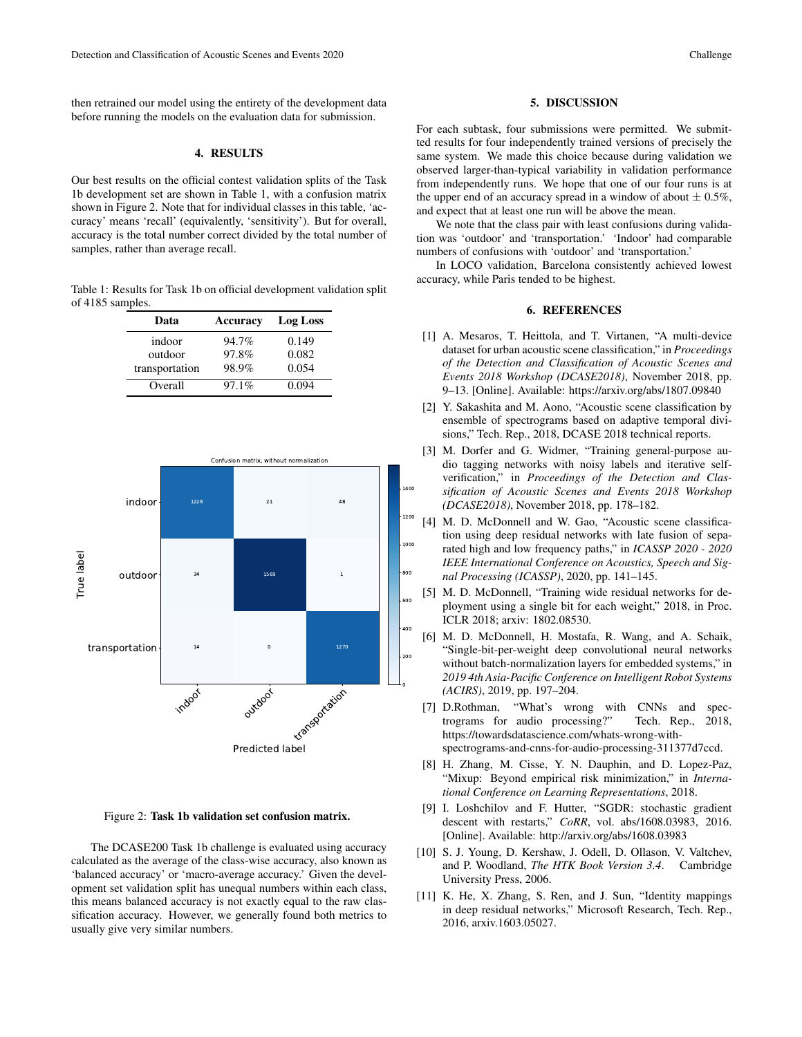then retrained our model using the entirety of the development data before running the models on the evaluation data for submission.

## 4. RESULTS

Our best results on the official contest validation splits of the Task 1b development set are shown in Table 1, with a confusion matrix shown in Figure 2. Note that for individual classes in this table, 'accuracy' means 'recall' (equivalently, 'sensitivity'). But for overall, accuracy is the total number correct divided by the total number of samples, rather than average recall.

Table 1: Results for Task 1b on official development validation split of 4185 samples.

| Data | Accuracy | Log Loss |
|---|---|---|
| indoor | 94.7% | 0.149 |
| outdoor | 97.8% | 0.082 |
| transportation | 98.9% | 0.054 |
| Overall | 97.1% | 0.094 |

Confusion matrix, without normalization

True label

indoor
outdoor
transportation

1228
21
48
34
1569
1
14
0
1270

Predicted label

indoor
outdoor
transportation

1400
1200
1000
800
600
400
200
0

Figure 2: **Task 1b validation set confusion matrix.**

The DCASE200 Task 1b challenge is evaluated using accuracy calculated as the average of the class-wise accuracy, also known as 'balanced accuracy' or 'macro-average accuracy.' Given the development set validation split has unequal numbers within each class, this means balanced accuracy is not exactly equal to the raw classification accuracy. However, we generally found both metrics to usually give very similar numbers.

## 5. DISCUSSION

For each subtask, four submissions were permitted. We submitted results for four independently trained versions of precisely the same system. We made this choice because during validation we observed larger-than-typical variability in validation performance from independently runs. We hope that one of our four runs is at the upper end of an accuracy spread in a window of about $\pm$ 0.5%, and expect that at least one run will be above the mean.

We note that the class pair with least confusions during validation was 'outdoor' and 'transportation.' 'Indoor' had comparable numbers of confusions with 'outdoor' and 'transportation.'

In LOCO validation, Barcelona consistently achieved lowest accuracy, while Paris tended to be highest.

## 6. REFERENCES

[1] A. Mesaros, T. Heittola, and T. Virtanen, "A multi-device dataset for urban acoustic scene classification," in *Proceedings of the Detection and Classification of Acoustic Scenes and Events 2018 Workshop (DCASE2018)*, November 2018, pp. 9–13. [Online]. Available: https://arxiv.org/abs/1807.09840

[2] Y. Sakashita and M. Aono, "Acoustic scene classification by ensemble of spectrograms based on adaptive temporal divisions," Tech. Rep., 2018, DCASE 2018 technical reports.

[3] M. Dorfer and G. Widmer, "Training general-purpose audio tagging networks with noisy labels and iterative self-verification," in *Proceedings of the Detection and Classification of Acoustic Scenes and Events 2018 Workshop (DCASE2018)*, November 2018, pp. 178–182.

[4] M. D. McDonnell and W. Gao, "Acoustic scene classification using deep residual networks with late fusion of separated high and low frequency paths," in *ICASSP 2020 - 2020 IEEE International Conference on Acoustics, Speech and Signal Processing (ICASSP)*, 2020, pp. 141–145.

[5] M. D. McDonnell, "Training wide residual networks for deployment using a single bit for each weight," 2018, in Proc. ICLR 2018; arxiv: 1802.08530.

[6] M. D. McDonnell, H. Mostafa, R. Wang, and A. Schaik, "Single-bit-per-weight deep convolutional neural networks without batch-normalization layers for embedded systems," in *2019 4th Asia-Pacific Conference on Intelligent Robot Systems (ACIRS)*, 2019, pp. 197–204.

[7] D.Rothman, "What's wrong with CNNs and spectrograms for audio processing?" Tech. Rep., 2018, https://towardsdatascience.com/whats-wrong-with-spectrograms-and-cnns-for-audio-processing-311377d7ccd.

[8] H. Zhang, M. Cisse, Y. N. Dauphin, and D. Lopez-Paz, "Mixup: Beyond empirical risk minimization," in *International Conference on Learning Representations*, 2018.

[9] I. Loshchilov and F. Hutter, "SGDR: stochastic gradient descent with restarts," *CoRR*, vol. abs/1608.03983, 2016. [Online]. Available: http://arxiv.org/abs/1608.03983

[10] S. J. Young, D. Kershaw, J. Odell, D. Ollason, V. Valtchev, and P. Woodland, *The HTK Book Version 3.4*. Cambridge University Press, 2006.

[11] K. He, X. Zhang, S. Ren, and J. Sun, "Identity mappings in deep residual networks," Microsoft Research, Tech. Rep., 2016, arxiv.1603.05027.